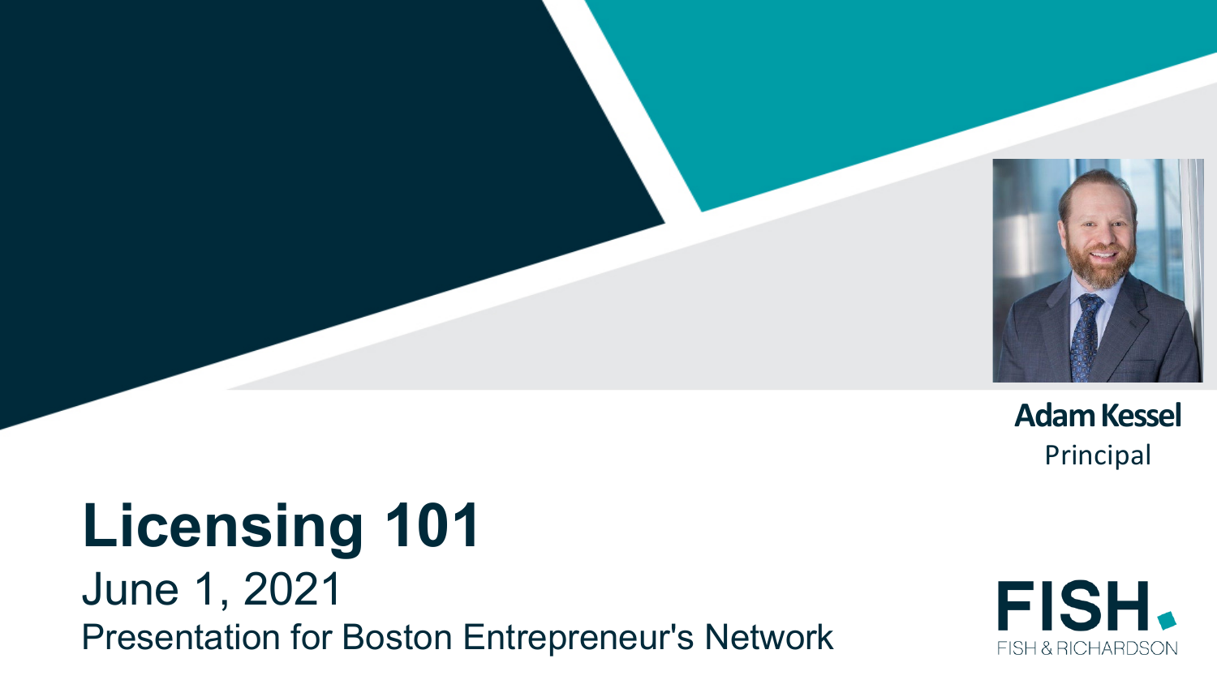# Licensing 101

June 1, 2021

Presentation for Boston Entrepreneur's Network

**Adam Kessel**

Principal

FISH.

FISH & RICHARDSON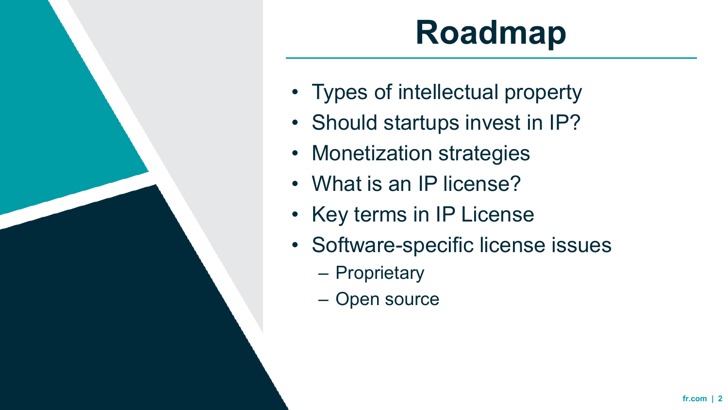# Roadmap

- Types of intellectual property
- Should startups invest in IP?
- Monetization strategies
- What is an IP license?
- Key terms in IP License
- Software-specific license issues
  - Proprietary
  - Open source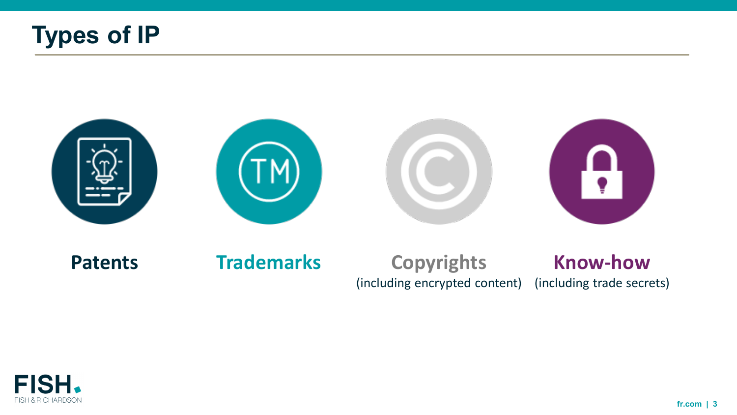# Types of IP

- **Patents**
- **Trademarks**
- **Copyrights** (including encrypted content)
- **Know-how** (including trade secrets)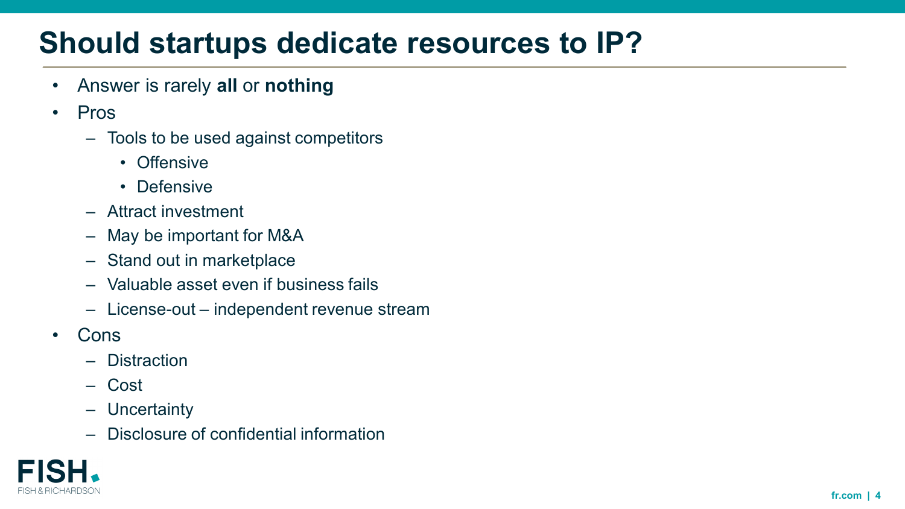# Should startups dedicate resources to IP?

- Answer is rarely **all** or **nothing**
- Pros
  - Tools to be used against competitors
    - Offensive
    - Defensive
  - Attract investment
  - May be important for M&A
  - Stand out in marketplace
  - Valuable asset even if business fails
  - License-out – independent revenue stream
- Cons
  - Distraction
  - Cost
  - Uncertainty
  - Disclosure of confidential information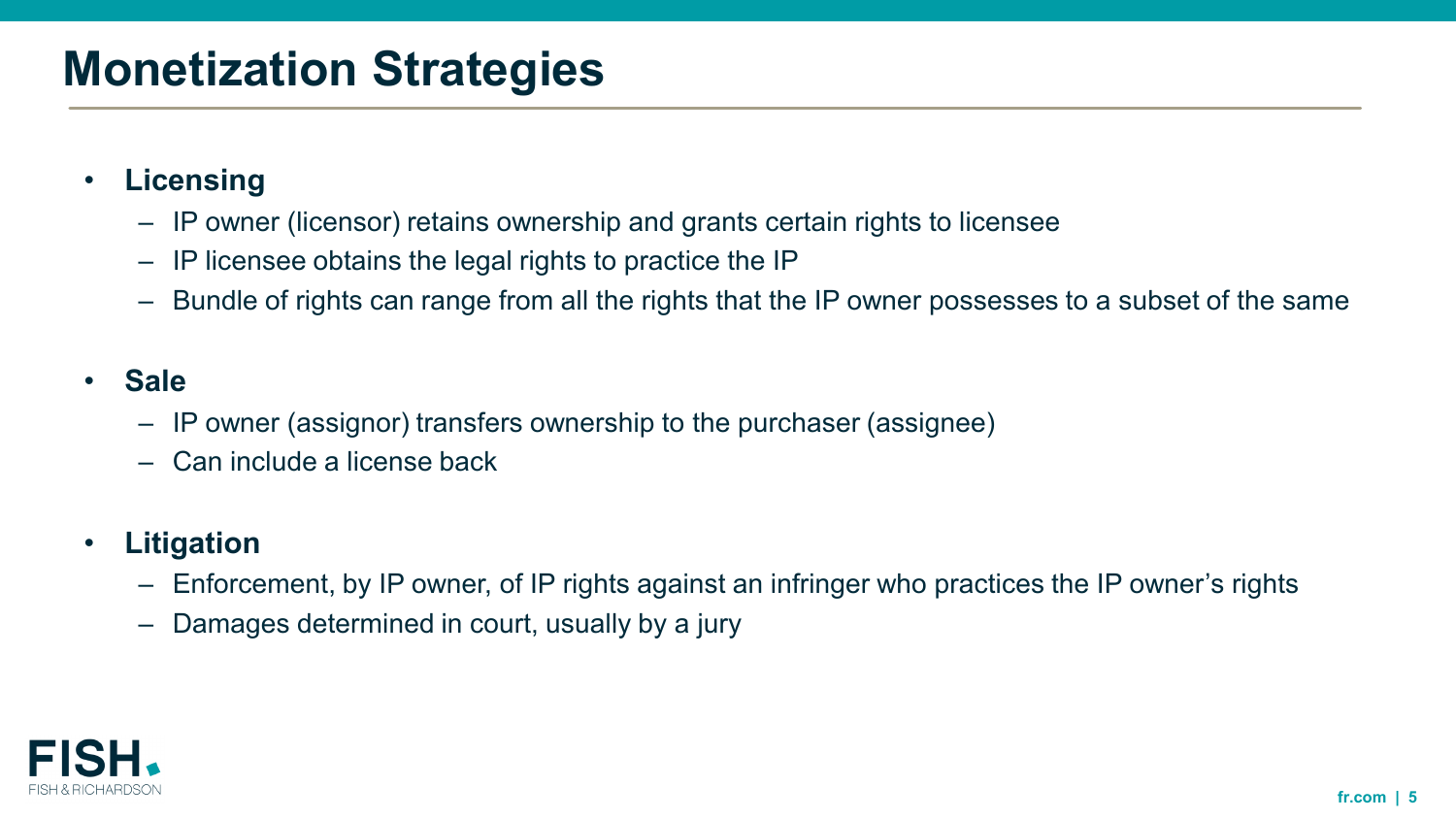# Monetization Strategies

- **Licensing**
  - IP owner (licensor) retains ownership and grants certain rights to licensee
  - IP licensee obtains the legal rights to practice the IP
  - Bundle of rights can range from all the rights that the IP owner possesses to a subset of the same
- **Sale**
  - IP owner (assignor) transfers ownership to the purchaser (assignee)
  - Can include a license back
- **Litigation**
  - Enforcement, by IP owner, of IP rights against an infringer who practices the IP owner's rights
  - Damages determined in court, usually by a jury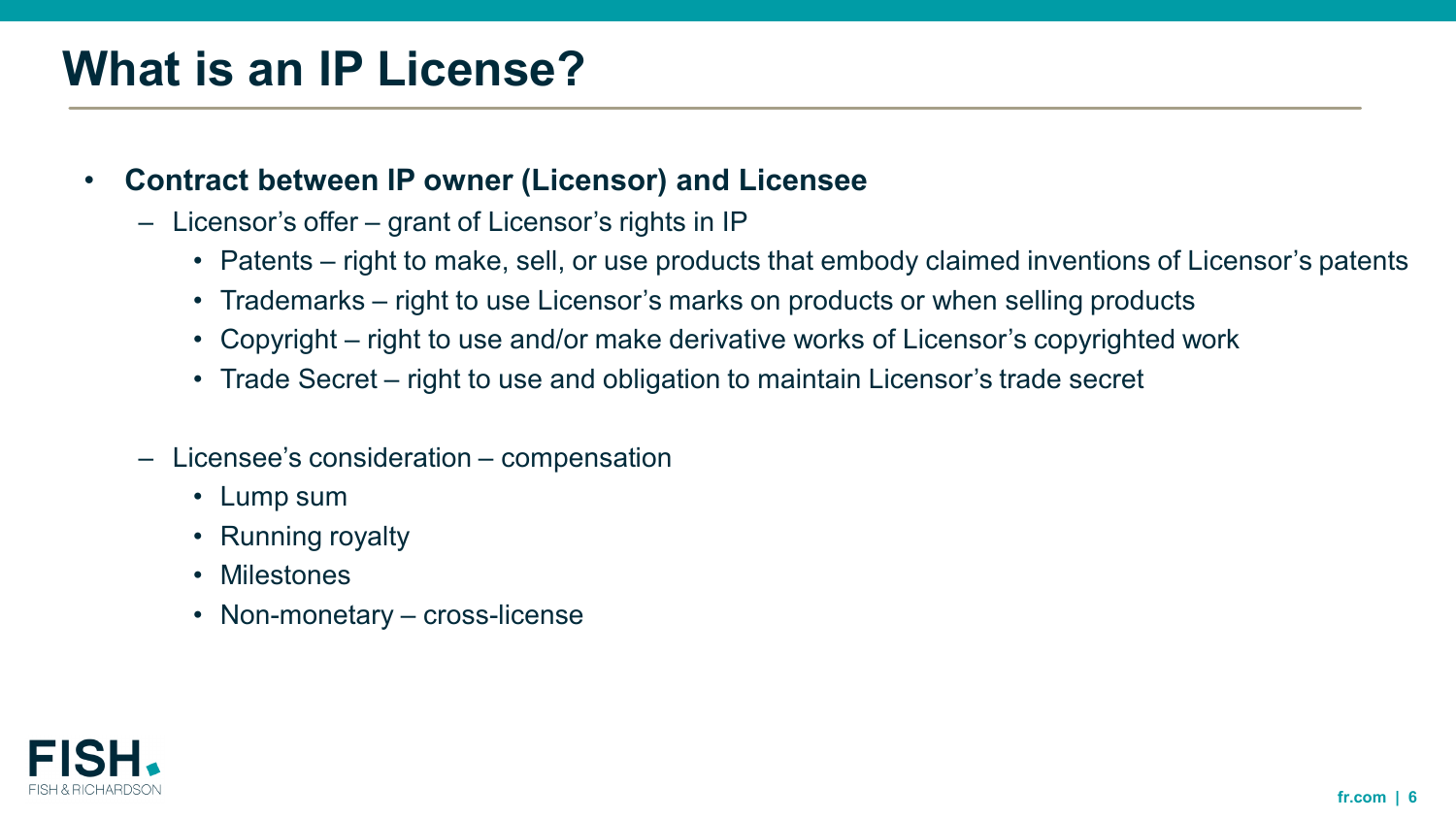# What is an IP License?

- **Contract between IP owner (Licensor) and Licensee**
  - Licensor's offer – grant of Licensor's rights in IP
    - Patents – right to make, sell, or use products that embody claimed inventions of Licensor's patents
    - Trademarks – right to use Licensor's marks on products or when selling products
    - Copyright – right to use and/or make derivative works of Licensor's copyrighted work
    - Trade Secret – right to use and obligation to maintain Licensor's trade secret
  - Licensee's consideration – compensation
    - Lump sum
    - Running royalty
    - Milestones
    - Non-monetary – cross-license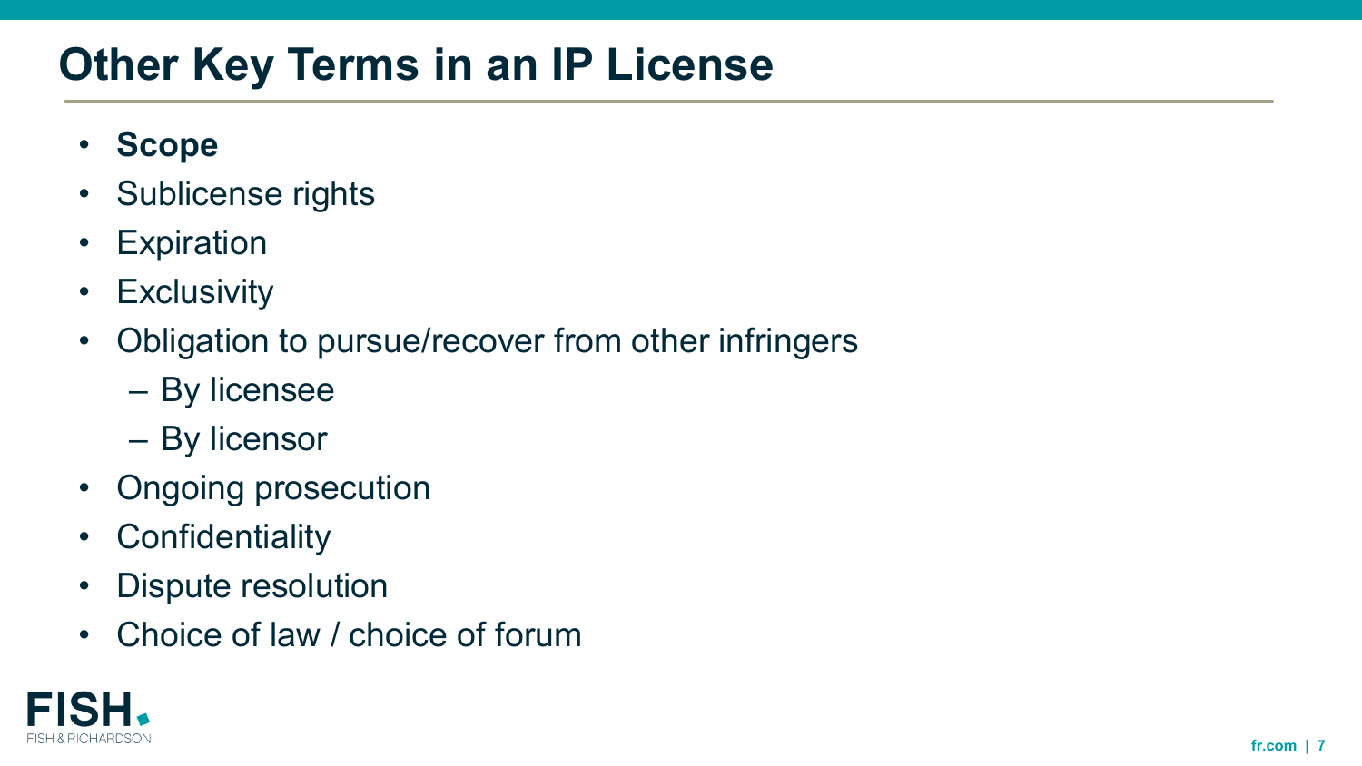# Other Key Terms in an IP License

- **Scope**
- Sublicense rights
- Expiration
- Exclusivity
- Obligation to pursue/recover from other infringers
  - By licensee
  - By licensor
- Ongoing prosecution
- Confidentiality
- Dispute resolution
- Choice of law / choice of forum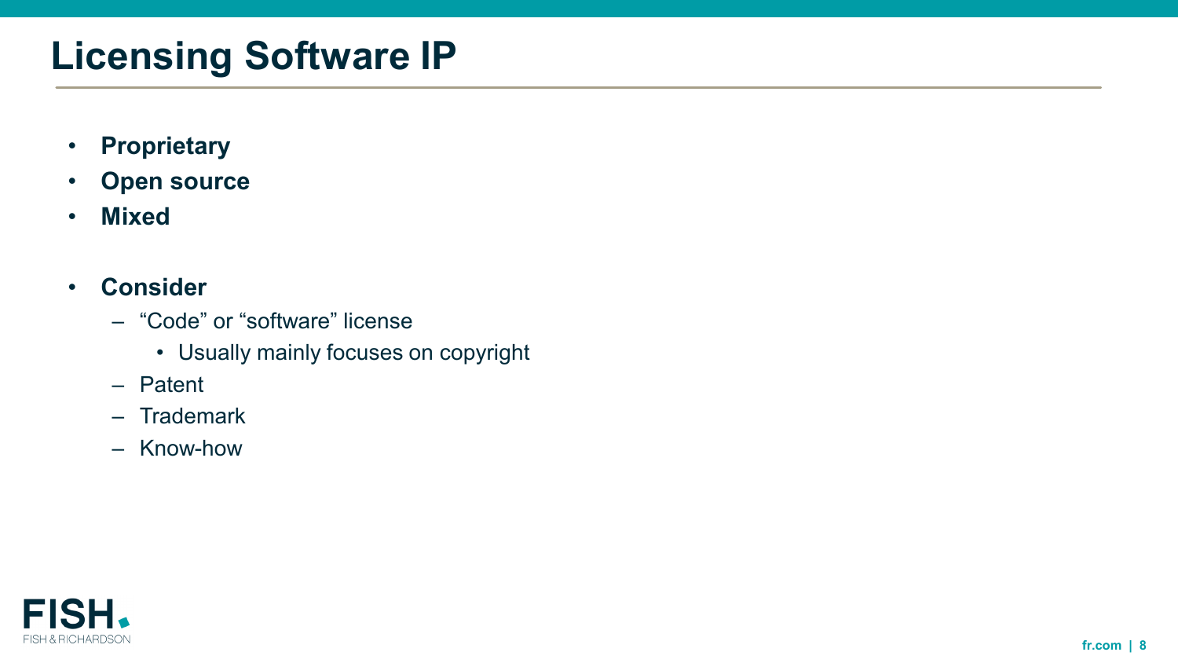# Licensing Software IP

- **Proprietary**
- **Open source**
- **Mixed**

- **Consider**
  - "Code" or "software" license
    - Usually mainly focuses on copyright
  - Patent
  - Trademark
  - Know-how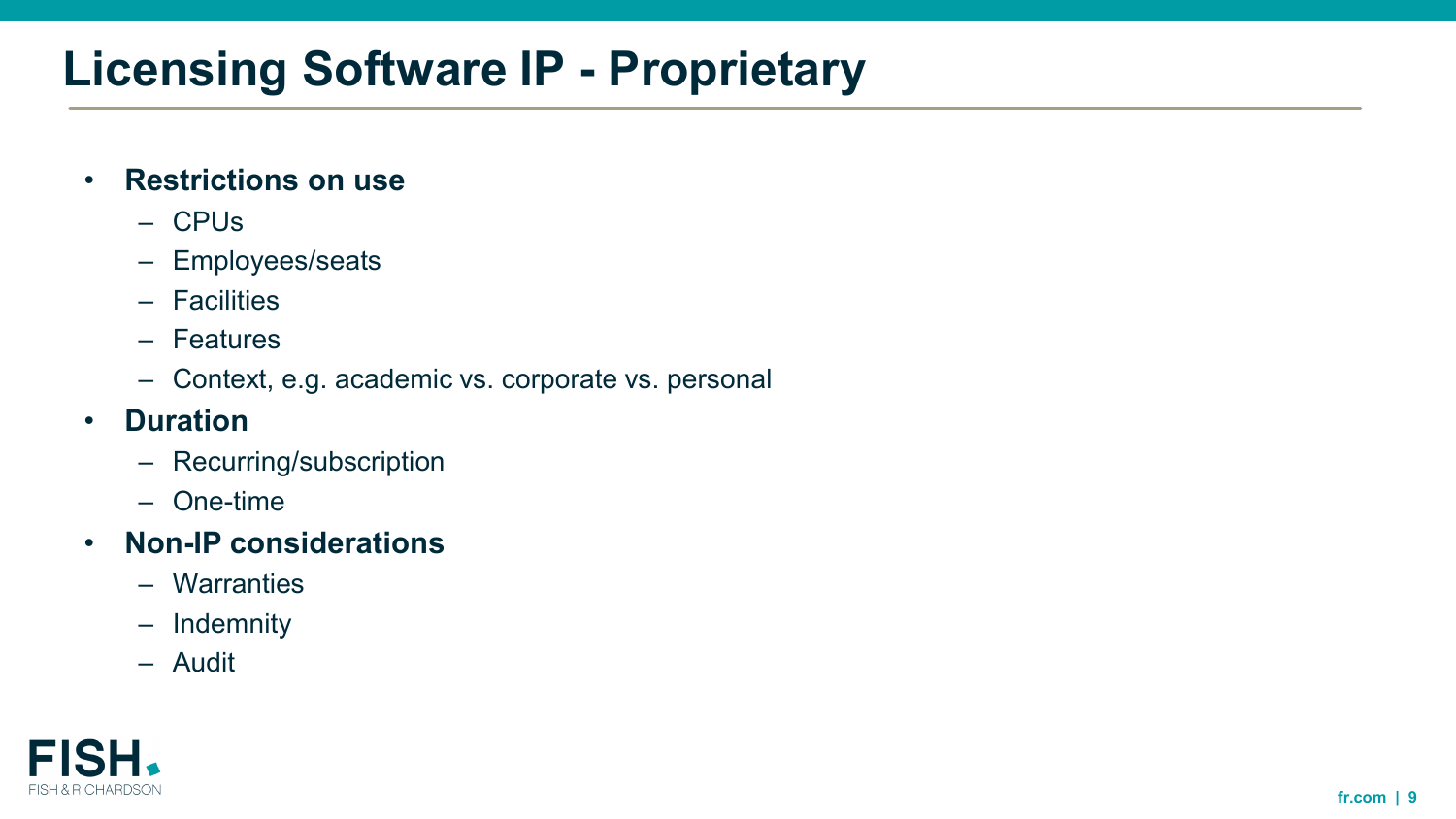# Licensing Software IP - Proprietary

- **Restrictions on use**
  - CPUs
  - Employees/seats
  - Facilities
  - Features
  - Context, e.g. academic vs. corporate vs. personal
- **Duration**
  - Recurring/subscription
  - One-time
- **Non-IP considerations**
  - Warranties
  - Indemnity
  - Audit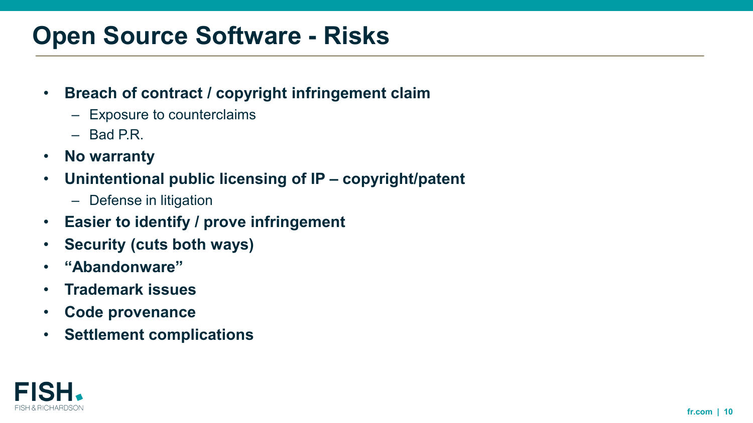# Open Source Software - Risks

- **Breach of contract / copyright infringement claim**
  - Exposure to counterclaims
  - Bad P.R.
- **No warranty**
- **Unintentional public licensing of IP – copyright/patent**
  - Defense in litigation
- **Easier to identify / prove infringement**
- **Security (cuts both ways)**
- **“Abandonware”**
- **Trademark issues**
- **Code provenance**
- **Settlement complications**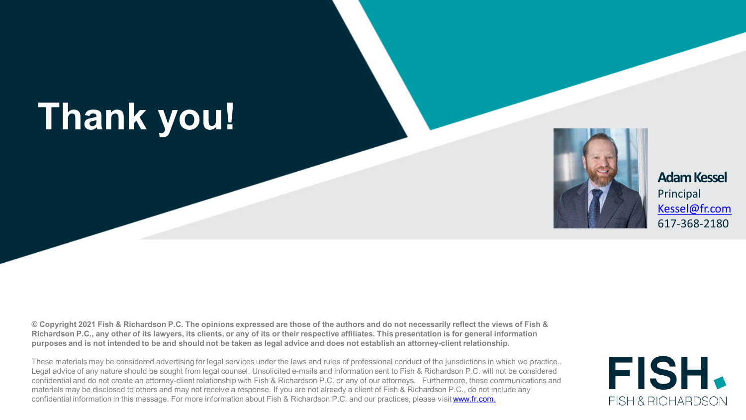# Thank you!

**Adam Kessel**
Principal
Kessel@fr.com
617-368-2180

**© Copyright 2021 Fish & Richardson P.C. The opinions expressed are those of the authors and do not necessarily reflect the views of Fish & Richardson P.C., any other of its lawyers, its clients, or any of its or their respective affiliates. This presentation is for general information purposes and is not intended to be and should not be taken as legal advice and does not establish an attorney-client relationship.**

These materials may be considered advertising for legal services under the laws and rules of professional conduct of the jurisdictions in which we practice.. Legal advice of any nature should be sought from legal counsel. Unsolicited e-mails and information sent to Fish & Richardson P.C. will not be considered confidential and do not create an attorney-client relationship with Fish & Richardson P.C. or any of our attorneys. Furthermore, these communications and materials may be disclosed to others and may not receive a response. If you are not already a client of Fish & Richardson P.C., do not include any confidential information in this message. For more information about Fish & Richardson P.C. and our practices, please visit www.fr.com.

FISH.
FISH & RICHARDSON